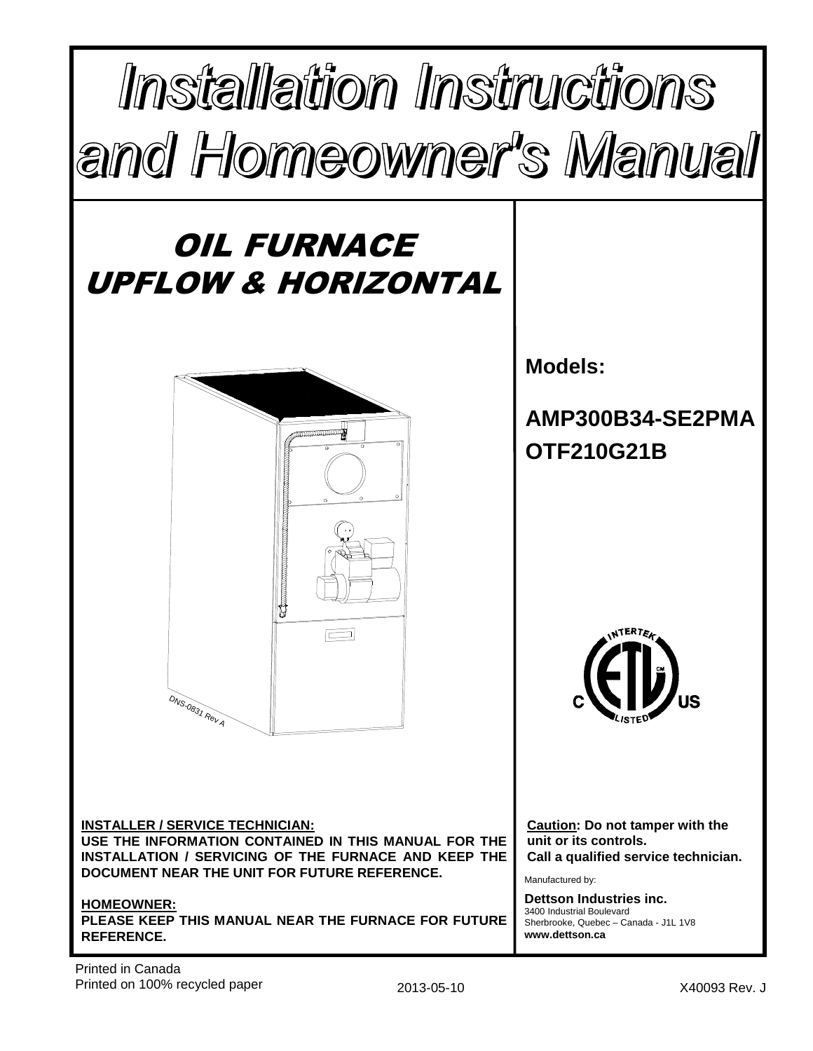# Installation Instructions and Homeowner's Manual

## OIL FURNACE UPFLOW & HORIZONTAL

DNS-0831 Rev A

**Models:**

**AMP300B34-SE2PMA**
**OTF210G21B**

**INSTALLER / SERVICE TECHNICIAN:**
**USE THE INFORMATION CONTAINED IN THIS MANUAL FOR THE INSTALLATION / SERVICING OF THE FURNACE AND KEEP THE DOCUMENT NEAR THE UNIT FOR FUTURE REFERENCE.**

**HOMEOWNER:**
**PLEASE KEEP THIS MANUAL NEAR THE FURNACE FOR FUTURE REFERENCE.**

**Caution: Do not tamper with the unit or its controls. Call a qualified service technician.**

Manufactured by:

**Dettson Industries inc.**
3400 Industrial Boulevard
Sherbrooke, Quebec – Canada - J1L 1V8
**www.dettson.ca**

Printed in Canada
Printed on 100% recycled paper

2013-05-10

X40093 Rev. J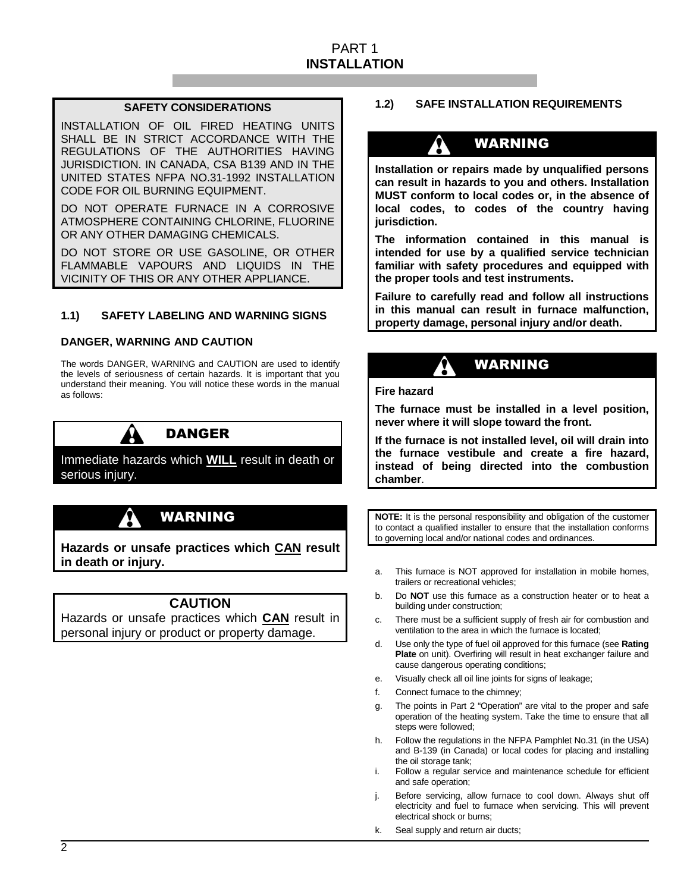# PART 1
# INSTALLATION

**SAFETY CONSIDERATIONS**

INSTALLATION OF OIL FIRED HEATING UNITS SHALL BE IN STRICT ACCORDANCE WITH THE REGULATIONS OF THE AUTHORITIES HAVING JURISDICTION. IN CANADA, CSA B139 AND IN THE UNITED STATES NFPA NO.31-1992 INSTALLATION CODE FOR OIL BURNING EQUIPMENT.

DO NOT OPERATE FURNACE IN A CORROSIVE ATMOSPHERE CONTAINING CHLORINE, FLUORINE OR ANY OTHER DAMAGING CHEMICALS.

DO NOT STORE OR USE GASOLINE, OR OTHER FLAMMABLE VAPOURS AND LIQUIDS IN THE VICINITY OF THIS OR ANY OTHER APPLIANCE.

### 1.1) SAFETY LABELING AND WARNING SIGNS

**DANGER, WARNING AND CAUTION**

The words DANGER, WARNING and CAUTION are used to identify the levels of seriousness of certain hazards. It is important that you understand their meaning. You will notice these words in the manual as follows:

**DANGER**

Immediate hazards which **WILL** result in death or serious injury.

**WARNING**

**Hazards or unsafe practices which CAN result in death or injury.**

**CAUTION**

Hazards or unsafe practices which **CAN** result in personal injury or product or property damage.

### 1.2) SAFE INSTALLATION REQUIREMENTS

**WARNING**

**Installation or repairs made by unqualified persons can result in hazards to you and others. Installation MUST conform to local codes or, in the absence of local codes, to codes of the country having jurisdiction.**

**The information contained in this manual is intended for use by a qualified service technician familiar with safety procedures and equipped with the proper tools and test instruments.**

**Failure to carefully read and follow all instructions in this manual can result in furnace malfunction, property damage, personal injury and/or death.**

**WARNING**

**Fire hazard**

**The furnace must be installed in a level position, never where it will slope toward the front.**

**If the furnace is not installed level, oil will drain into the furnace vestibule and create a fire hazard, instead of being directed into the combustion chamber**.

**NOTE:** It is the personal responsibility and obligation of the customer to contact a qualified installer to ensure that the installation conforms to governing local and/or national codes and ordinances.

a. This furnace is NOT approved for installation in mobile homes, trailers or recreational vehicles;
b. Do **NOT** use this furnace as a construction heater or to heat a building under construction;
c. There must be a sufficient supply of fresh air for combustion and ventilation to the area in which the furnace is located;
d. Use only the type of fuel oil approved for this furnace (see **Rating Plate** on unit). Overfiring will result in heat exchanger failure and cause dangerous operating conditions;
e. Visually check all oil line joints for signs of leakage;
f. Connect furnace to the chimney;
g. The points in Part 2 “Operation” are vital to the proper and safe operation of the heating system. Take the time to ensure that all steps were followed;
h. Follow the regulations in the NFPA Pamphlet No.31 (in the USA) and B-139 (in Canada) or local codes for placing and installing the oil storage tank;
i. Follow a regular service and maintenance schedule for efficient and safe operation;
j. Before servicing, allow furnace to cool down. Always shut off electricity and fuel to furnace when servicing. This will prevent electrical shock or burns;
k. Seal supply and return air ducts;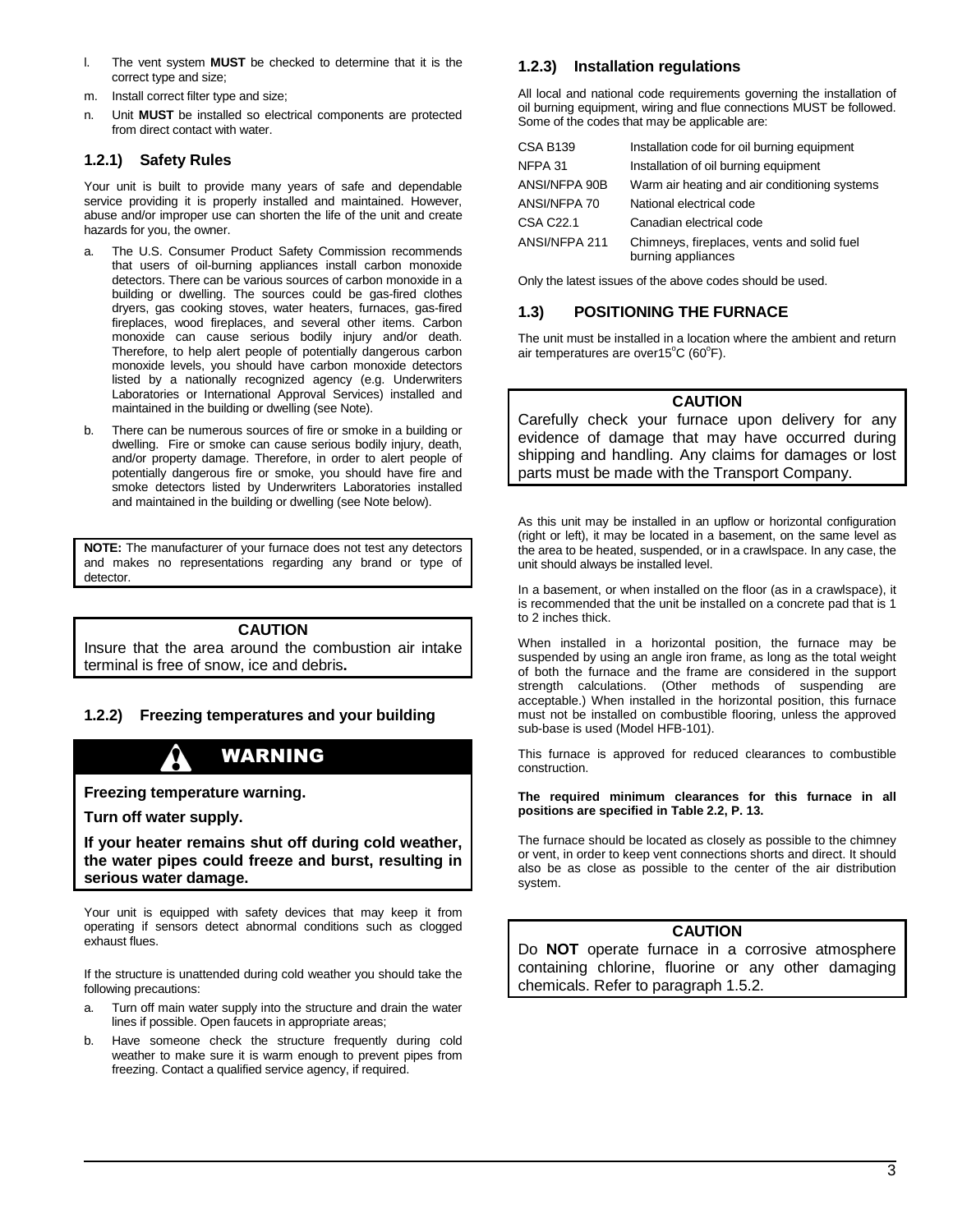l. The vent system **MUST** be checked to determine that it is the correct type and size;

m. Install correct filter type and size;

n. Unit **MUST** be installed so electrical components are protected from direct contact with water.

### 1.2.1) Safety Rules

Your unit is built to provide many years of safe and dependable service providing it is properly installed and maintained. However, abuse and/or improper use can shorten the life of the unit and create hazards for you, the owner.

a. The U.S. Consumer Product Safety Commission recommends that users of oil-burning appliances install carbon monoxide detectors. There can be various sources of carbon monoxide in a building or dwelling. The sources could be gas-fired clothes dryers, gas cooking stoves, water heaters, furnaces, gas-fired fireplaces, wood fireplaces, and several other items. Carbon monoxide can cause serious bodily injury and/or death. Therefore, to help alert people of potentially dangerous carbon monoxide levels, you should have carbon monoxide detectors listed by a nationally recognized agency (e.g. Underwriters Laboratories or International Approval Services) installed and maintained in the building or dwelling (see Note).

b. There can be numerous sources of fire or smoke in a building or dwelling. Fire or smoke can cause serious bodily injury, death, and/or property damage. Therefore, in order to alert people of potentially dangerous fire or smoke, you should have fire and smoke detectors listed by Underwriters Laboratories installed and maintained in the building or dwelling (see Note below).

**NOTE:** The manufacturer of your furnace does not test any detectors and makes no representations regarding any brand or type of detector.

**CAUTION**

Insure that the area around the combustion air intake terminal is free of snow, ice and debris**.**

### 1.2.2) Freezing temperatures and your building

**WARNING**

**Freezing temperature warning.**

**Turn off water supply.**

**If your heater remains shut off during cold weather, the water pipes could freeze and burst, resulting in serious water damage.**

Your unit is equipped with safety devices that may keep it from operating if sensors detect abnormal conditions such as clogged exhaust flues.

If the structure is unattended during cold weather you should take the following precautions:

a. Turn off main water supply into the structure and drain the water lines if possible. Open faucets in appropriate areas;

b. Have someone check the structure frequently during cold weather to make sure it is warm enough to prevent pipes from freezing. Contact a qualified service agency, if required.

### 1.2.3) Installation regulations

All local and national code requirements governing the installation of oil burning equipment, wiring and flue connections MUST be followed. Some of the codes that may be applicable are:

| | |
|---|---|
| CSA B139 | Installation code for oil burning equipment |
| NFPA 31 | Installation of oil burning equipment |
| ANSI/NFPA 90B | Warm air heating and air conditioning systems |
| ANSI/NFPA 70 | National electrical code |
| CSA C22.1 | Canadian electrical code |
| ANSI/NFPA 211 | Chimneys, fireplaces, vents and solid fuel burning appliances |

Only the latest issues of the above codes should be used.

## 1.3) POSITIONING THE FURNACE

The unit must be installed in a location where the ambient and return air temperatures are over15°C (60°F).

**CAUTION**

Carefully check your furnace upon delivery for any evidence of damage that may have occurred during shipping and handling. Any claims for damages or lost parts must be made with the Transport Company.

As this unit may be installed in an upflow or horizontal configuration (right or left), it may be located in a basement, on the same level as the area to be heated, suspended, or in a crawlspace. In any case, the unit should always be installed level.

In a basement, or when installed on the floor (as in a crawlspace), it is recommended that the unit be installed on a concrete pad that is 1 to 2 inches thick.

When installed in a horizontal position, the furnace may be suspended by using an angle iron frame, as long as the total weight of both the furnace and the frame are considered in the support strength calculations. (Other methods of suspending are acceptable.) When installed in the horizontal position, this furnace must not be installed on combustible flooring, unless the approved sub-base is used (Model HFB-101).

This furnace is approved for reduced clearances to combustible construction.

**The required minimum clearances for this furnace in all positions are specified in Table 2.2, P. 13.**

The furnace should be located as closely as possible to the chimney or vent, in order to keep vent connections shorts and direct. It should also be as close as possible to the center of the air distribution system.

**CAUTION**

Do **NOT** operate furnace in a corrosive atmosphere containing chlorine, fluorine or any other damaging chemicals. Refer to paragraph 1.5.2.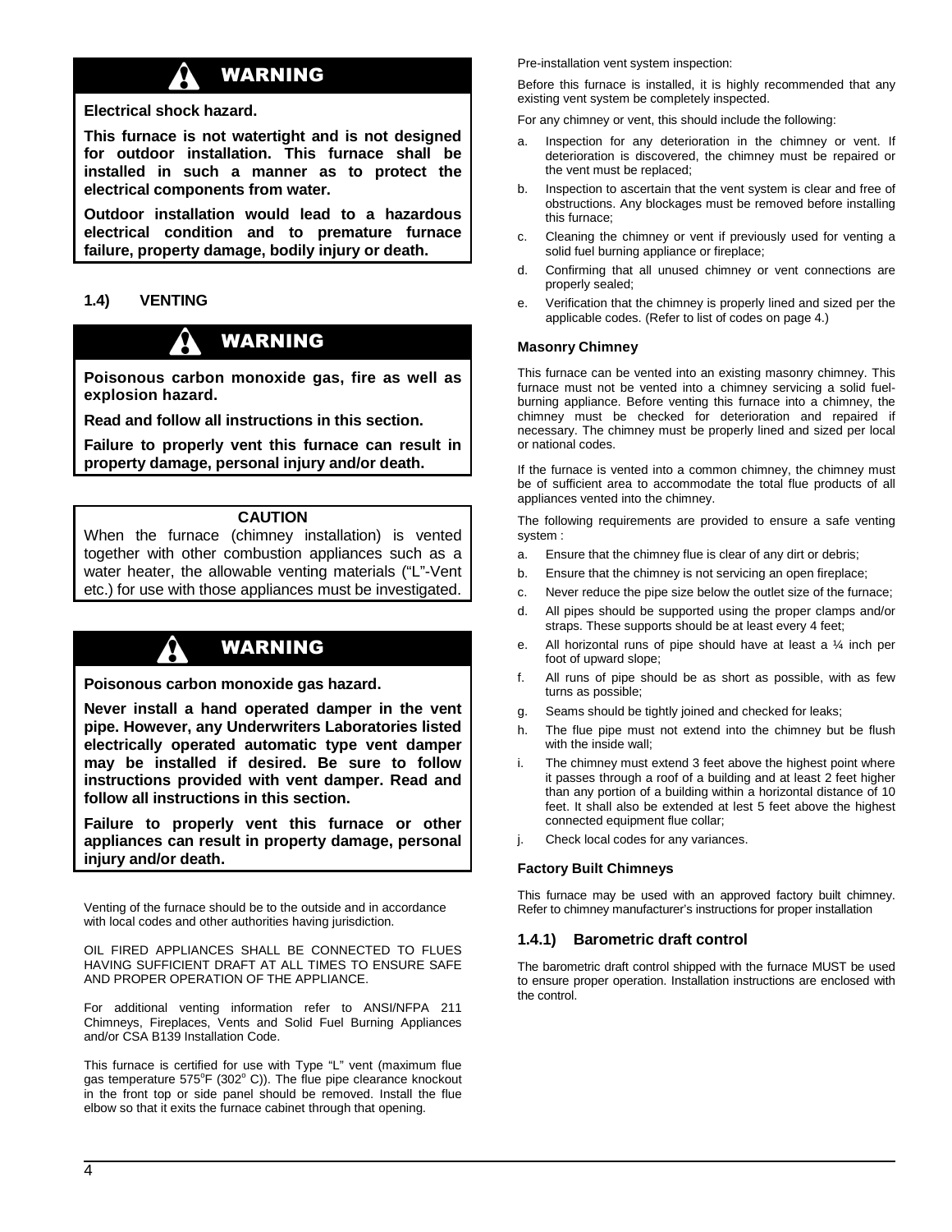**⚠ WARNING**

**Electrical shock hazard.**

**This furnace is not watertight and is not designed for outdoor installation. This furnace shall be installed in such a manner as to protect the electrical components from water.**

**Outdoor installation would lead to a hazardous electrical condition and to premature furnace failure, property damage, bodily injury or death.**

### 1.4) VENTING

**⚠ WARNING**

**Poisonous carbon monoxide gas, fire as well as explosion hazard.**

**Read and follow all instructions in this section.**

**Failure to properly vent this furnace can result in property damage, personal injury and/or death.**

**CAUTION**

When the furnace (chimney installation) is vented together with other combustion appliances such as a water heater, the allowable venting materials ("L"-Vent etc.) for use with those appliances must be investigated.

**⚠ WARNING**

**Poisonous carbon monoxide gas hazard.**

**Never install a hand operated damper in the vent pipe. However, any Underwriters Laboratories listed electrically operated automatic type vent damper may be installed if desired. Be sure to follow instructions provided with vent damper. Read and follow all instructions in this section.**

**Failure to properly vent this furnace or other appliances can result in property damage, personal injury and/or death.**

Venting of the furnace should be to the outside and in accordance with local codes and other authorities having jurisdiction.

OIL FIRED APPLIANCES SHALL BE CONNECTED TO FLUES HAVING SUFFICIENT DRAFT AT ALL TIMES TO ENSURE SAFE AND PROPER OPERATION OF THE APPLIANCE.

For additional venting information refer to ANSI/NFPA 211 Chimneys, Fireplaces, Vents and Solid Fuel Burning Appliances and/or CSA B139 Installation Code.

This furnace is certified for use with Type "L" vent (maximum flue gas temperature 575°F (302° C)). The flue pipe clearance knockout in the front top or side panel should be removed. Install the flue elbow so that it exits the furnace cabinet through that opening.

Pre-installation vent system inspection:

Before this furnace is installed, it is highly recommended that any existing vent system be completely inspected.

For any chimney or vent, this should include the following:

a. Inspection for any deterioration in the chimney or vent. If deterioration is discovered, the chimney must be repaired or the vent must be replaced;
b. Inspection to ascertain that the vent system is clear and free of obstructions. Any blockages must be removed before installing this furnace;
c. Cleaning the chimney or vent if previously used for venting a solid fuel burning appliance or fireplace;
d. Confirming that all unused chimney or vent connections are properly sealed;
e. Verification that the chimney is properly lined and sized per the applicable codes. (Refer to list of codes on page 4.)

#### Masonry Chimney

This furnace can be vented into an existing masonry chimney. This furnace must not be vented into a chimney servicing a solid fuel-burning appliance. Before venting this furnace into a chimney, the chimney must be checked for deterioration and repaired if necessary. The chimney must be properly lined and sized per local or national codes.

If the furnace is vented into a common chimney, the chimney must be of sufficient area to accommodate the total flue products of all appliances vented into the chimney.

The following requirements are provided to ensure a safe venting system :

a. Ensure that the chimney flue is clear of any dirt or debris;
b. Ensure that the chimney is not servicing an open fireplace;
c. Never reduce the pipe size below the outlet size of the furnace;
d. All pipes should be supported using the proper clamps and/or straps. These supports should be at least every 4 feet;
e. All horizontal runs of pipe should have at least a ¼ inch per foot of upward slope;
f. All runs of pipe should be as short as possible, with as few turns as possible;
g. Seams should be tightly joined and checked for leaks;
h. The flue pipe must not extend into the chimney but be flush with the inside wall;
i. The chimney must extend 3 feet above the highest point where it passes through a roof of a building and at least 2 feet higher than any portion of a building within a horizontal distance of 10 feet. It shall also be extended at lest 5 feet above the highest connected equipment flue collar;
j. Check local codes for any variances.

#### Factory Built Chimneys

This furnace may be used with an approved factory built chimney. Refer to chimney manufacturer's instructions for proper installation

### 1.4.1) Barometric draft control

The barometric draft control shipped with the furnace MUST be used to ensure proper operation. Installation instructions are enclosed with the control.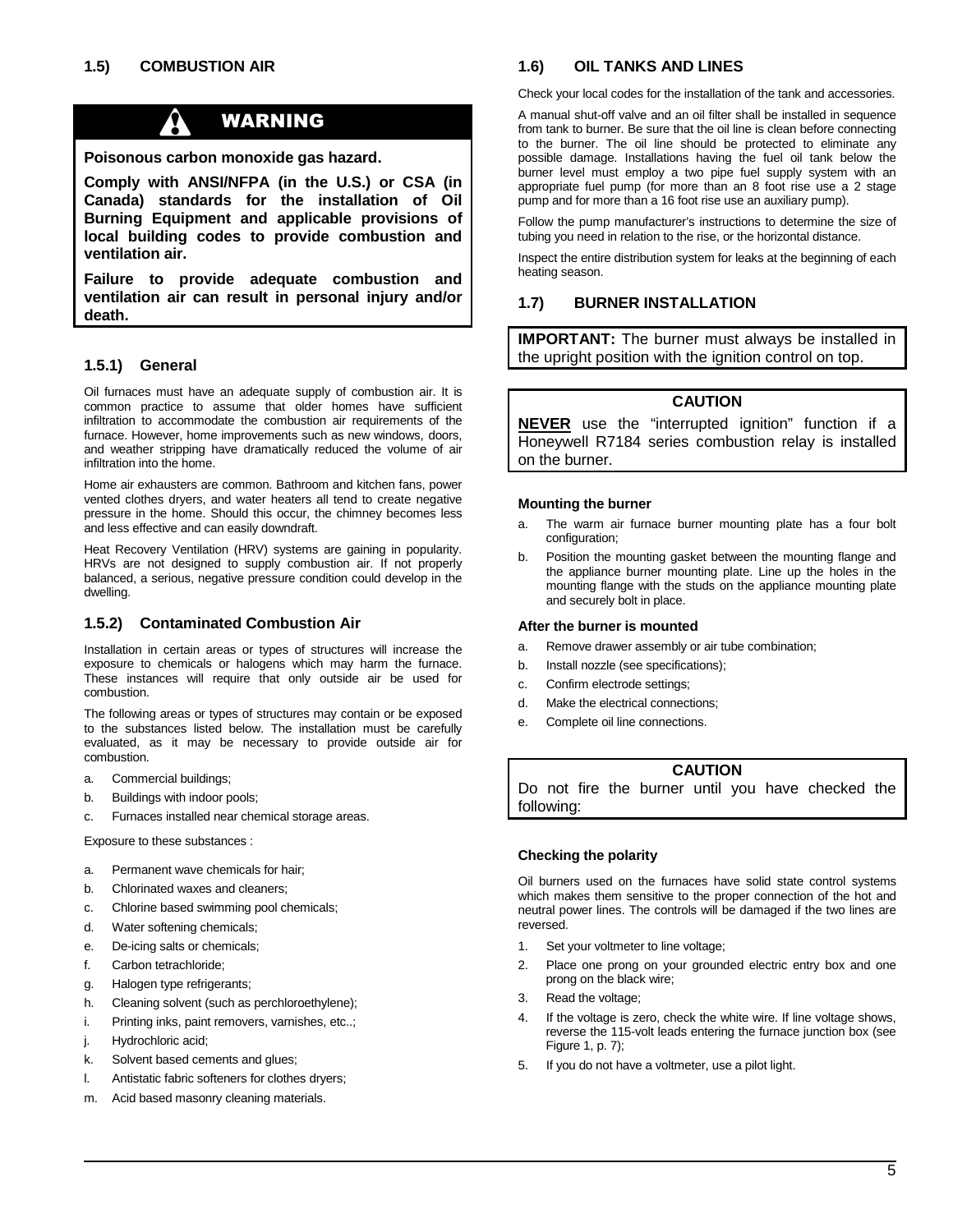## 1.5) COMBUSTION AIR

**WARNING**

**Poisonous carbon monoxide gas hazard.**

**Comply with ANSI/NFPA (in the U.S.) or CSA (in Canada) standards for the installation of Oil Burning Equipment and applicable provisions of local building codes to provide combustion and ventilation air.**

**Failure to provide adequate combustion and ventilation air can result in personal injury and/or death.**

### 1.5.1) General

Oil furnaces must have an adequate supply of combustion air. It is common practice to assume that older homes have sufficient infiltration to accommodate the combustion air requirements of the furnace. However, home improvements such as new windows, doors, and weather stripping have dramatically reduced the volume of air infiltration into the home.

Home air exhausters are common. Bathroom and kitchen fans, power vented clothes dryers, and water heaters all tend to create negative pressure in the home. Should this occur, the chimney becomes less and less effective and can easily downdraft.

Heat Recovery Ventilation (HRV) systems are gaining in popularity. HRVs are not designed to supply combustion air. If not properly balanced, a serious, negative pressure condition could develop in the dwelling.

### 1.5.2) Contaminated Combustion Air

Installation in certain areas or types of structures will increase the exposure to chemicals or halogens which may harm the furnace. These instances will require that only outside air be used for combustion.

The following areas or types of structures may contain or be exposed to the substances listed below. The installation must be carefully evaluated, as it may be necessary to provide outside air for combustion.

a. Commercial buildings;
b. Buildings with indoor pools;
c. Furnaces installed near chemical storage areas.

Exposure to these substances :

a. Permanent wave chemicals for hair;
b. Chlorinated waxes and cleaners;
c. Chlorine based swimming pool chemicals;
d. Water softening chemicals;
e. De-icing salts or chemicals;
f. Carbon tetrachloride;
g. Halogen type refrigerants;
h. Cleaning solvent (such as perchloroethylene);
i. Printing inks, paint removers, varnishes, etc..;
j. Hydrochloric acid;
k. Solvent based cements and glues;
l. Antistatic fabric softeners for clothes dryers;
m. Acid based masonry cleaning materials.

## 1.6) OIL TANKS AND LINES

Check your local codes for the installation of the tank and accessories.

A manual shut-off valve and an oil filter shall be installed in sequence from tank to burner. Be sure that the oil line is clean before connecting to the burner. The oil line should be protected to eliminate any possible damage. Installations having the fuel oil tank below the burner level must employ a two pipe fuel supply system with an appropriate fuel pump (for more than an 8 foot rise use a 2 stage pump and for more than a 16 foot rise use an auxiliary pump).

Follow the pump manufacturer's instructions to determine the size of tubing you need in relation to the rise, or the horizontal distance.

Inspect the entire distribution system for leaks at the beginning of each heating season.

## 1.7) BURNER INSTALLATION

**IMPORTANT:** The burner must always be installed in the upright position with the ignition control on top.

**CAUTION**

**NEVER** use the "interrupted ignition" function if a Honeywell R7184 series combustion relay is installed on the burner.

#### Mounting the burner

a. The warm air furnace burner mounting plate has a four bolt configuration;
b. Position the mounting gasket between the mounting flange and the appliance burner mounting plate. Line up the holes in the mounting flange with the studs on the appliance mounting plate and securely bolt in place.

#### After the burner is mounted

a. Remove drawer assembly or air tube combination;
b. Install nozzle (see specifications);
c. Confirm electrode settings;
d. Make the electrical connections;
e. Complete oil line connections.

**CAUTION**

Do not fire the burner until you have checked the following:

#### Checking the polarity

Oil burners used on the furnaces have solid state control systems which makes them sensitive to the proper connection of the hot and neutral power lines. The controls will be damaged if the two lines are reversed.

1. Set your voltmeter to line voltage;
2. Place one prong on your grounded electric entry box and one prong on the black wire;
3. Read the voltage;
4. If the voltage is zero, check the white wire. If line voltage shows, reverse the 115-volt leads entering the furnace junction box (see Figure 1, p. 7);
5. If you do not have a voltmeter, use a pilot light.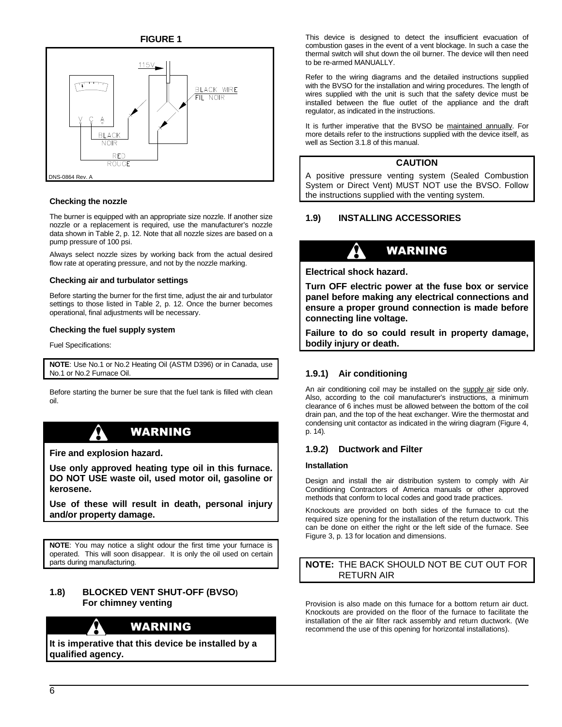**FIGURE 1**

115V

BLACK WIRE
FIL NOIR

V C A

BLACK
NOIR

RED
ROUGE

DNS-0864 Rev. A

#### Checking the nozzle

The burner is equipped with an appropriate size nozzle. If another size nozzle or a replacement is required, use the manufacturer's nozzle data shown in Table 2, p. 12. Note that all nozzle sizes are based on a pump pressure of 100 psi.

Always select nozzle sizes by working back from the actual desired flow rate at operating pressure, and not by the nozzle marking.

#### Checking air and turbulator settings

Before starting the burner for the first time, adjust the air and turbulator settings to those listed in Table 2, p. 12. Once the burner becomes operational, final adjustments will be necessary.

#### Checking the fuel supply system

Fuel Specifications:

**NOTE**: Use No.1 or No.2 Heating Oil (ASTM D396) or in Canada, use No.1 or No.2 Furnace Oil.

Before starting the burner be sure that the fuel tank is filled with clean oil.

> **WARNING**
>
> **Fire and explosion hazard.**
>
> **Use only approved heating type oil in this furnace. DO NOT USE waste oil, used motor oil, gasoline or kerosene.**
>
> **Use of these will result in death, personal injury and/or property damage.**

**NOTE**: You may notice a slight odour the first time your furnace is operated. This will soon disappear. It is only the oil used on certain parts during manufacturing.

### 1.8) BLOCKED VENT SHUT-OFF (BVSO) For chimney venting

> **WARNING**
>
> **It is imperative that this device be installed by a qualified agency.**

This device is designed to detect the insufficient evacuation of combustion gases in the event of a vent blockage. In such a case the thermal switch will shut down the oil burner. The device will then need to be re-armed MANUALLY.

Refer to the wiring diagrams and the detailed instructions supplied with the BVSO for the installation and wiring procedures. The length of wires supplied with the unit is such that the safety device must be installed between the flue outlet of the appliance and the draft regulator, as indicated in the instructions.

It is further imperative that the BVSO be maintained annually. For more details refer to the instructions supplied with the device itself, as well as Section 3.1.8 of this manual.

> **CAUTION**
>
> A positive pressure venting system (Sealed Combustion System or Direct Vent) MUST NOT use the BVSO. Follow the instructions supplied with the venting system.

### 1.9) INSTALLING ACCESSORIES

> **WARNING**
>
> **Electrical shock hazard.**
>
> **Turn OFF electric power at the fuse box or service panel before making any electrical connections and ensure a proper ground connection is made before connecting line voltage.**
>
> **Failure to do so could result in property damage, bodily injury or death.**

#### 1.9.1) Air conditioning

An air conditioning coil may be installed on the supply air side only. Also, according to the coil manufacturer's instructions, a minimum clearance of 6 inches must be allowed between the bottom of the coil drain pan, and the top of the heat exchanger. Wire the thermostat and condensing unit contactor as indicated in the wiring diagram (Figure 4, p. 14).

#### 1.9.2) Ductwork and Filter

**Installation**

Design and install the air distribution system to comply with Air Conditioning Contractors of America manuals or other approved methods that conform to local codes and good trade practices.

Knockouts are provided on both sides of the furnace to cut the required size opening for the installation of the return ductwork. This can be done on either the right or the left side of the furnace. See Figure 3, p. 13 for location and dimensions.

**NOTE:** THE BACK SHOULD NOT BE CUT OUT FOR RETURN AIR

Provision is also made on this furnace for a bottom return air duct. Knockouts are provided on the floor of the furnace to facilitate the installation of the air filter rack assembly and return ductwork. (We recommend the use of this opening for horizontal installations).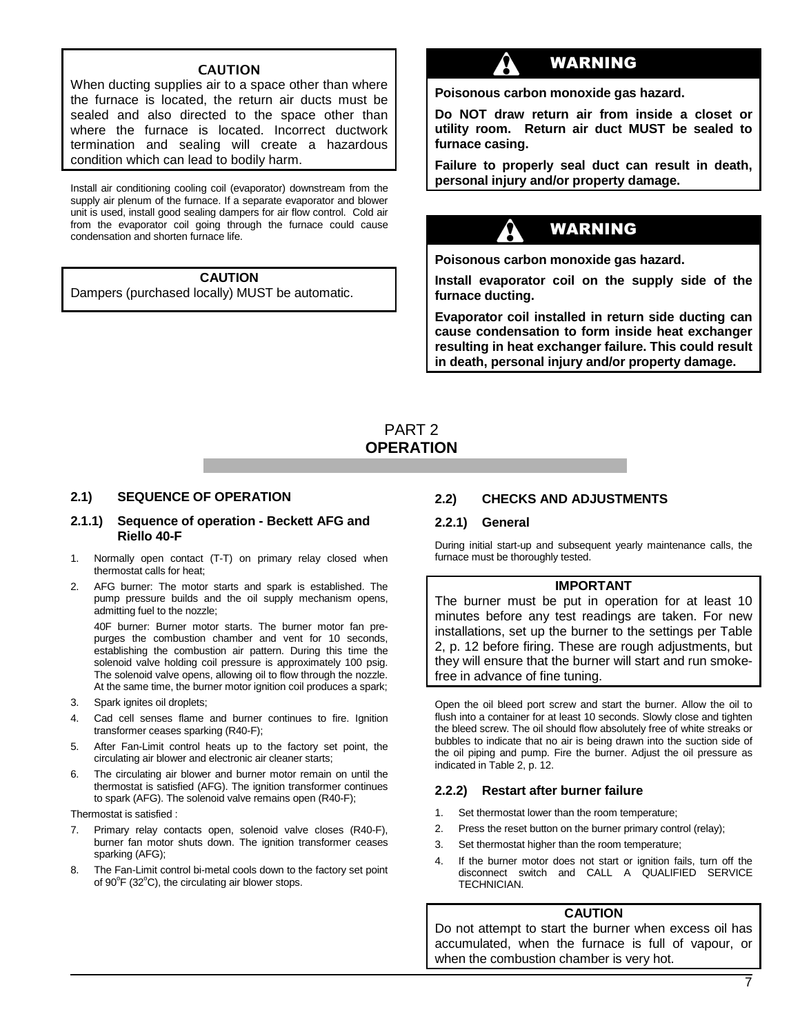**CAUTION**

When ducting supplies air to a space other than where the furnace is located, the return air ducts must be sealed and also directed to the space other than where the furnace is located. Incorrect ductwork termination and sealing will create a hazardous condition which can lead to bodily harm.

Install air conditioning cooling coil (evaporator) downstream from the supply air plenum of the furnace. If a separate evaporator and blower unit is used, install good sealing dampers for air flow control. Cold air from the evaporator coil going through the furnace could cause condensation and shorten furnace life.

**CAUTION**

Dampers (purchased locally) MUST be automatic.

**WARNING**

**Poisonous carbon monoxide gas hazard.**

**Do NOT draw return air from inside a closet or utility room. Return air duct MUST be sealed to furnace casing.**

**Failure to properly seal duct can result in death, personal injury and/or property damage.**

**WARNING**

**Poisonous carbon monoxide gas hazard.**

**Install evaporator coil on the supply side of the furnace ducting.**

**Evaporator coil installed in return side ducting can cause condensation to form inside heat exchanger resulting in heat exchanger failure. This could result in death, personal injury and/or property damage.**

# PART 2 **OPERATION**

## 2.1) SEQUENCE OF OPERATION

### 2.1.1) Sequence of operation - Beckett AFG and Riello 40-F

1. Normally open contact (T-T) on primary relay closed when thermostat calls for heat;
2. AFG burner: The motor starts and spark is established. The pump pressure builds and the oil supply mechanism opens, admitting fuel to the nozzle;

   40F burner: Burner motor starts. The burner motor fan pre-purges the combustion chamber and vent for 10 seconds, establishing the combustion air pattern. During this time the solenoid valve holding coil pressure is approximately 100 psig. The solenoid valve opens, allowing oil to flow through the nozzle. At the same time, the burner motor ignition coil produces a spark;
3. Spark ignites oil droplets;
4. Cad cell senses flame and burner continues to fire. Ignition transformer ceases sparking (R40-F);
5. After Fan-Limit control heats up to the factory set point, the circulating air blower and electronic air cleaner starts;
6. The circulating air blower and burner motor remain on until the thermostat is satisfied (AFG). The ignition transformer continues to spark (AFG). The solenoid valve remains open (R40-F);

Thermostat is satisfied :

7. Primary relay contacts open, solenoid valve closes (R40-F), burner fan motor shuts down. The ignition transformer ceases sparking (AFG);
8. The Fan-Limit control bi-metal cools down to the factory set point of 90°F (32°C), the circulating air blower stops.

## 2.2) CHECKS AND ADJUSTMENTS

### 2.2.1) General

During initial start-up and subsequent yearly maintenance calls, the furnace must be thoroughly tested.

**IMPORTANT**

The burner must be put in operation for at least 10 minutes before any test readings are taken. For new installations, set up the burner to the settings per Table 2, p. 12 before firing. These are rough adjustments, but they will ensure that the burner will start and run smoke-free in advance of fine tuning.

Open the oil bleed port screw and start the burner. Allow the oil to flush into a container for at least 10 seconds. Slowly close and tighten the bleed screw. The oil should flow absolutely free of white streaks or bubbles to indicate that no air is being drawn into the suction side of the oil piping and pump. Fire the burner. Adjust the oil pressure as indicated in Table 2, p. 12.

### 2.2.2) Restart after burner failure

1. Set thermostat lower than the room temperature;
2. Press the reset button on the burner primary control (relay);
3. Set thermostat higher than the room temperature;
4. If the burner motor does not start or ignition fails, turn off the disconnect switch and CALL A QUALIFIED SERVICE TECHNICIAN.

**CAUTION**

Do not attempt to start the burner when excess oil has accumulated, when the furnace is full of vapour, or when the combustion chamber is very hot.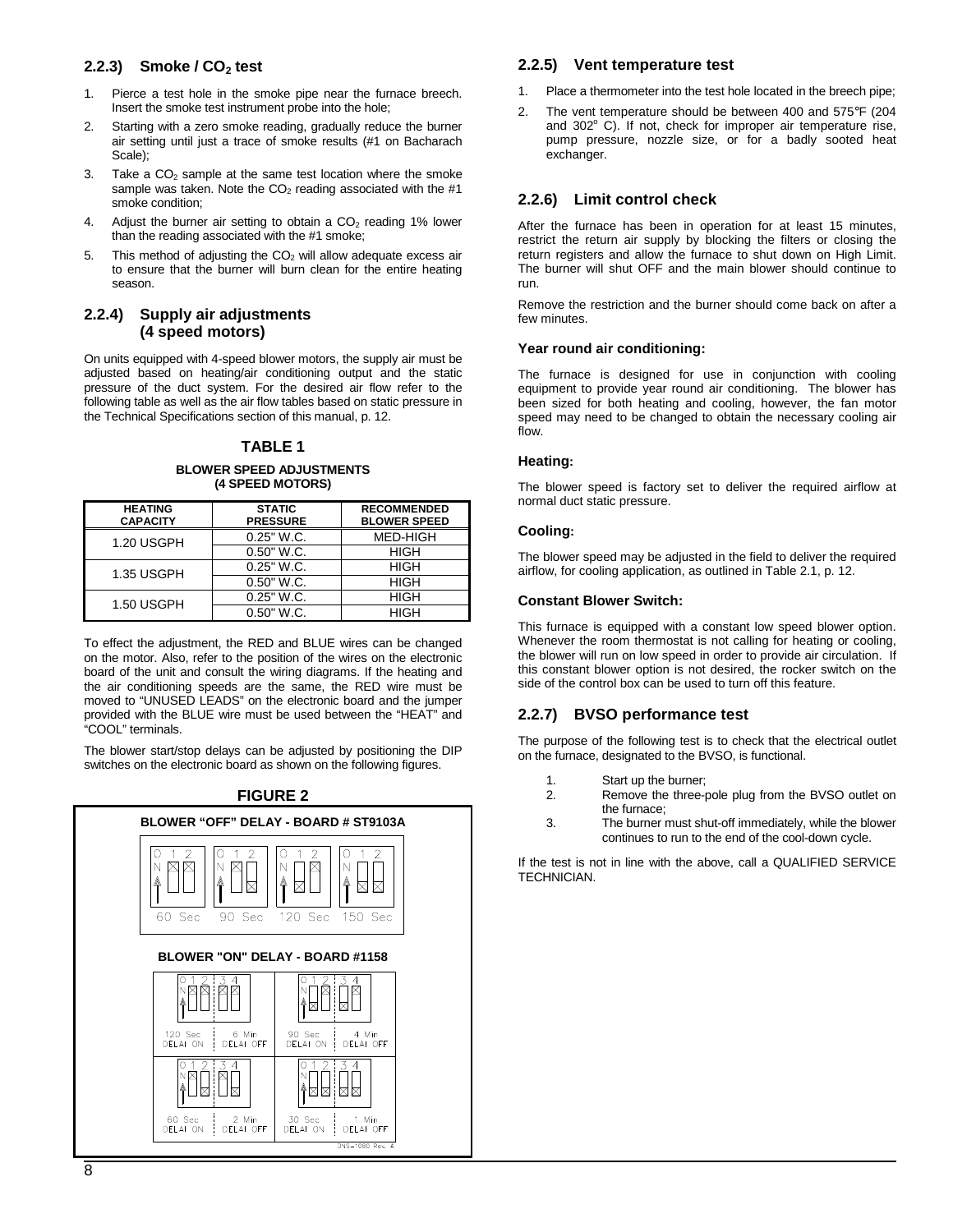### 2.2.3) Smoke / $CO_2$ test

1. Pierce a test hole in the smoke pipe near the furnace breech. Insert the smoke test instrument probe into the hole;
2. Starting with a zero smoke reading, gradually reduce the burner air setting until just a trace of smoke results (#1 on Bacharach Scale);
3. Take a $CO_2$ sample at the same test location where the smoke sample was taken. Note the $CO_2$ reading associated with the #1 smoke condition;
4. Adjust the burner air setting to obtain a $CO_2$ reading 1% lower than the reading associated with the #1 smoke;
5. This method of adjusting the $CO_2$ will allow adequate excess air to ensure that the burner will burn clean for the entire heating season.

### 2.2.4) Supply air adjustments (4 speed motors)

On units equipped with 4-speed blower motors, the supply air must be adjusted based on heating/air conditioning output and the static pressure of the duct system. For the desired air flow refer to the following table as well as the air flow tables based on static pressure in the Technical Specifications section of this manual, p. 12.

**TABLE 1**

**BLOWER SPEED ADJUSTMENTS (4 SPEED MOTORS)**

| HEATING CAPACITY | STATIC PRESSURE | RECOMMENDED BLOWER SPEED |
|---|---|---|
| 1.20 USGPH | 0.25" W.C. | MED-HIGH |
| | 0.50" W.C. | HIGH |
| 1.35 USGPH | 0.25" W.C. | HIGH |
| | 0.50" W.C. | HIGH |
| 1.50 USGPH | 0.25" W.C. | HIGH |
| | 0.50" W.C. | HIGH |

To effect the adjustment, the RED and BLUE wires can be changed on the motor. Also, refer to the position of the wires on the electronic board of the unit and consult the wiring diagrams. If the heating and the air conditioning speeds are the same, the RED wire must be moved to "UNUSED LEADS" on the electronic board and the jumper provided with the BLUE wire must be used between the "HEAT" and "COOL" terminals.

The blower start/stop delays can be adjusted by positioning the DIP switches on the electronic board as shown on the following figures.

**FIGURE 2**

**BLOWER "OFF" DELAY - BOARD # ST9103A**

60 Sec | 90 Sec | 120 Sec | 150 Sec

**BLOWER "ON" DELAY - BOARD #1158**

120 Sec DELAI ON / 6 Min DELAI OFF | 90 Sec DELAI ON / 4 Min DELAI OFF

60 Sec DELAI ON / 2 Min DELAI OFF | 30 Sec DELAI ON / 1 Min DELAI OFF

DNS-1080 Rev. A

### 2.2.5) Vent temperature test

1. Place a thermometer into the test hole located in the breech pipe;
2. The vent temperature should be between 400 and 575°F (204 and 302° C). If not, check for improper air temperature rise, pump pressure, nozzle size, or for a badly sooted heat exchanger.

### 2.2.6) Limit control check

After the furnace has been in operation for at least 15 minutes, restrict the return air supply by blocking the filters or closing the return registers and allow the furnace to shut down on High Limit. The burner will shut OFF and the main blower should continue to run.

Remove the restriction and the burner should come back on after a few minutes.

#### Year round air conditioning:

The furnace is designed for use in conjunction with cooling equipment to provide year round air conditioning. The blower has been sized for both heating and cooling, however, the fan motor speed may need to be changed to obtain the necessary cooling air flow.

#### Heating:

The blower speed is factory set to deliver the required airflow at normal duct static pressure.

#### Cooling:

The blower speed may be adjusted in the field to deliver the required airflow, for cooling application, as outlined in Table 2.1, p. 12.

#### Constant Blower Switch:

This furnace is equipped with a constant low speed blower option. Whenever the room thermostat is not calling for heating or cooling, the blower will run on low speed in order to provide air circulation. If this constant blower option is not desired, the rocker switch on the side of the control box can be used to turn off this feature.

### 2.2.7) BVSO performance test

The purpose of the following test is to check that the electrical outlet on the furnace, designated to the BVSO, is functional.

1. Start up the burner;
2. Remove the three-pole plug from the BVSO outlet on the furnace;
3. The burner must shut-off immediately, while the blower continues to run to the end of the cool-down cycle.

If the test is not in line with the above, call a QUALIFIED SERVICE TECHNICIAN.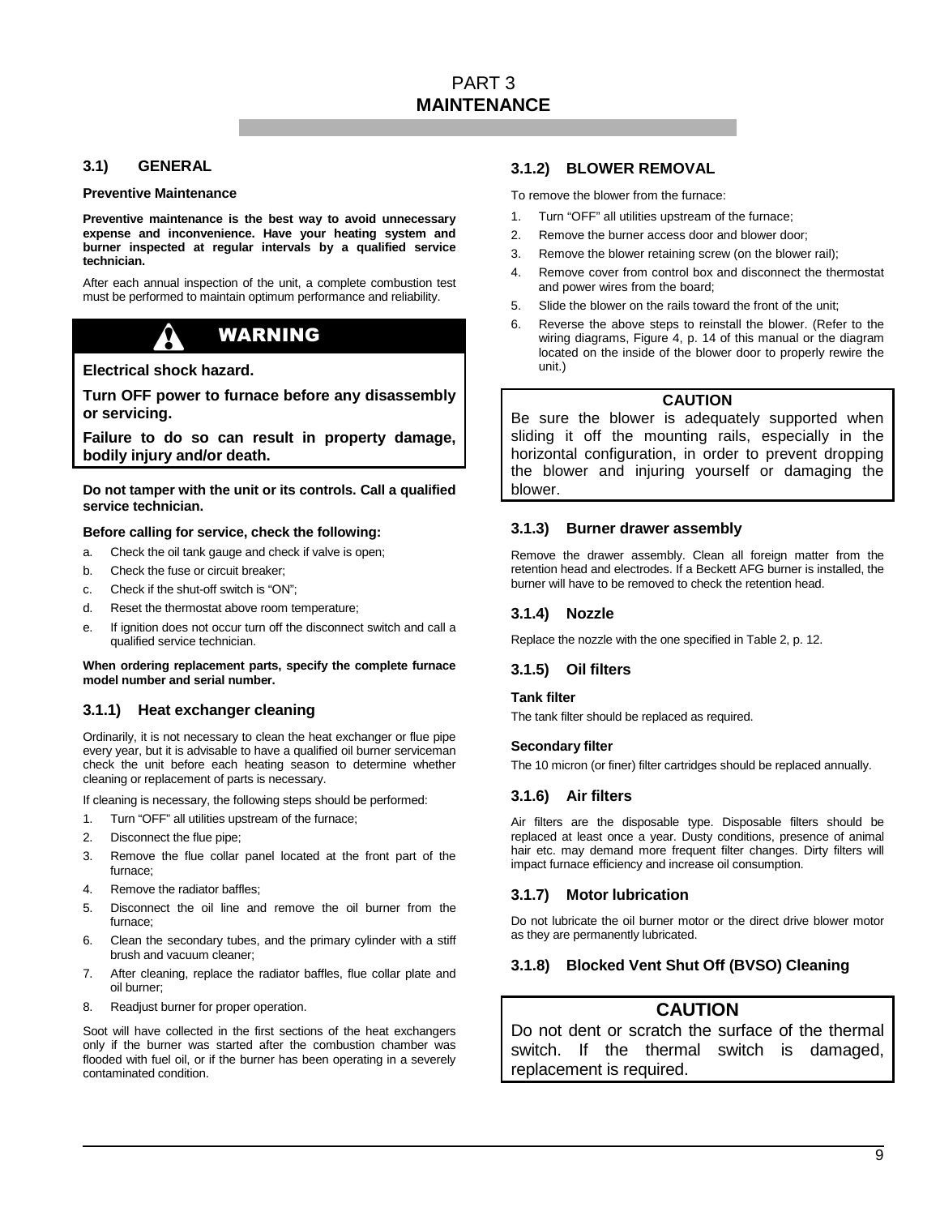# PART 3
# MAINTENANCE

## 3.1) GENERAL

**Preventive Maintenance**

**Preventive maintenance is the best way to avoid unnecessary expense and inconvenience. Have your heating system and burner inspected at regular intervals by a qualified service technician.**

After each annual inspection of the unit, a complete combustion test must be performed to maintain optimum performance and reliability.

> **WARNING**
>
> **Electrical shock hazard.**
>
> **Turn OFF power to furnace before any disassembly or servicing.**
>
> **Failure to do so can result in property damage, bodily injury and/or death.**

**Do not tamper with the unit or its controls. Call a qualified service technician.**

**Before calling for service, check the following:**

a. Check the oil tank gauge and check if valve is open;
b. Check the fuse or circuit breaker;
c. Check if the shut-off switch is "ON";
d. Reset the thermostat above room temperature;
e. If ignition does not occur turn off the disconnect switch and call a qualified service technician.

**When ordering replacement parts, specify the complete furnace model number and serial number.**

### 3.1.1) Heat exchanger cleaning

Ordinarily, it is not necessary to clean the heat exchanger or flue pipe every year, but it is advisable to have a qualified oil burner serviceman check the unit before each heating season to determine whether cleaning or replacement of parts is necessary.

If cleaning is necessary, the following steps should be performed:

1. Turn "OFF" all utilities upstream of the furnace;
2. Disconnect the flue pipe;
3. Remove the flue collar panel located at the front part of the furnace;
4. Remove the radiator baffles;
5. Disconnect the oil line and remove the oil burner from the furnace;
6. Clean the secondary tubes, and the primary cylinder with a stiff brush and vacuum cleaner;
7. After cleaning, replace the radiator baffles, flue collar plate and oil burner;
8. Readjust burner for proper operation.

Soot will have collected in the first sections of the heat exchangers only if the burner was started after the combustion chamber was flooded with fuel oil, or if the burner has been operating in a severely contaminated condition.

### 3.1.2) BLOWER REMOVAL

To remove the blower from the furnace:

1. Turn "OFF" all utilities upstream of the furnace;
2. Remove the burner access door and blower door;
3. Remove the blower retaining screw (on the blower rail);
4. Remove cover from control box and disconnect the thermostat and power wires from the board;
5. Slide the blower on the rails toward the front of the unit;
6. Reverse the above steps to reinstall the blower. (Refer to the wiring diagrams, Figure 4, p. 14 of this manual or the diagram located on the inside of the blower door to properly rewire the unit.)

> **CAUTION**
>
> Be sure the blower is adequately supported when sliding it off the mounting rails, especially in the horizontal configuration, in order to prevent dropping the blower and injuring yourself or damaging the blower.

### 3.1.3) Burner drawer assembly

Remove the drawer assembly. Clean all foreign matter from the retention head and electrodes. If a Beckett AFG burner is installed, the burner will have to be removed to check the retention head.

### 3.1.4) Nozzle

Replace the nozzle with the one specified in Table 2, p. 12.

### 3.1.5) Oil filters

**Tank filter**

The tank filter should be replaced as required.

**Secondary filter**

The 10 micron (or finer) filter cartridges should be replaced annually.

### 3.1.6) Air filters

Air filters are the disposable type. Disposable filters should be replaced at least once a year. Dusty conditions, presence of animal hair etc. may demand more frequent filter changes. Dirty filters will impact furnace efficiency and increase oil consumption.

### 3.1.7) Motor lubrication

Do not lubricate the oil burner motor or the direct drive blower motor as they are permanently lubricated.

### 3.1.8) Blocked Vent Shut Off (BVSO) Cleaning

> **CAUTION**
>
> Do not dent or scratch the surface of the thermal switch. If the thermal switch is damaged, replacement is required.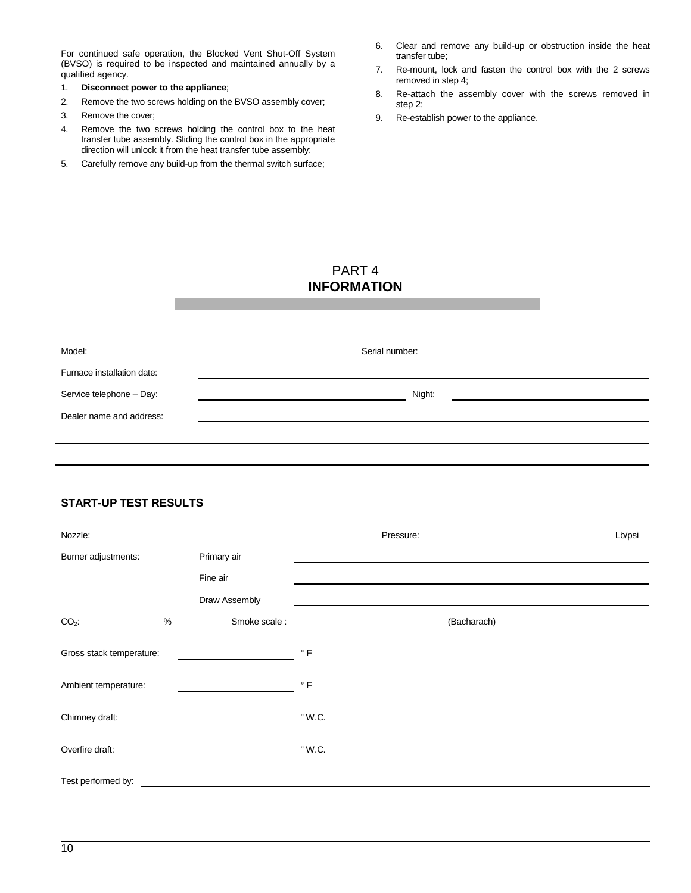For continued safe operation, the Blocked Vent Shut-Off System (BVSO) is required to be inspected and maintained annually by a qualified agency.

1. **Disconnect power to the appliance**;
2. Remove the two screws holding on the BVSO assembly cover;
3. Remove the cover;
4. Remove the two screws holding the control box to the heat transfer tube assembly. Sliding the control box in the appropriate direction will unlock it from the heat transfer tube assembly;
5. Carefully remove any build-up from the thermal switch surface;
6. Clear and remove any build-up or obstruction inside the heat transfer tube;
7. Re-mount, lock and fasten the control box with the 2 screws removed in step 4;
8. Re-attach the assembly cover with the screws removed in step 2;
9. Re-establish power to the appliance.

# PART 4
# INFORMATION

Model: ______________________ Serial number: ______________________

Furnace installation date: ______________________

Service telephone – Day: ______________________ Night: ______________________

Dealer name and address: ______________________

______________________

______________________

## START-UP TEST RESULTS

Nozzle: ______________________ Pressure: ______________________ Lb/psi

Burner adjustments: Primary air ______________________

Fine air ______________________

Draw Assembly ______________________

$CO_2$: __________ % Smoke scale : ______________________ (Bacharach)

Gross stack temperature: ______________________ ° F

Ambient temperature: ______________________ ° F

Chimney draft: ______________________ " W.C.

Overfire draft: ______________________ " W.C.

Test performed by: ______________________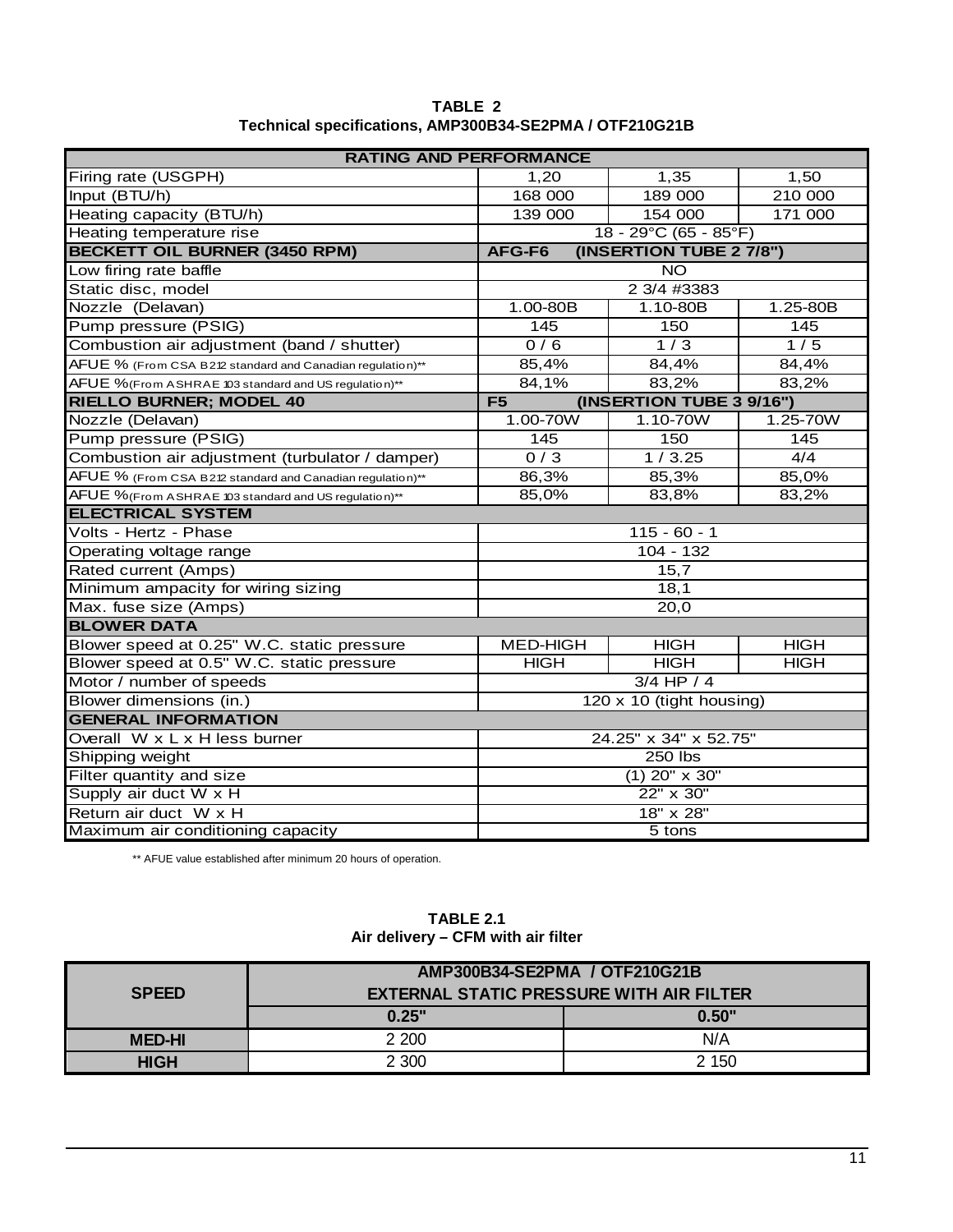**TABLE 2**
**Technical specifications, AMP300B34-SE2PMA / OTF210G21B**

| RATING AND PERFORMANCE | | | |
|---|---|---|---|
| Firing rate (USGPH) | 1,20 | 1,35 | 1,50 |
| Input (BTU/h) | 168 000 | 189 000 | 210 000 |
| Heating capacity (BTU/h) | 139 000 | 154 000 | 171 000 |
| Heating temperature rise | 18 - 29°C (65 - 85°F) | | |
| **BECKETT OIL BURNER (3450 RPM)** | **AFG-F6 (INSERTION TUBE 2 7/8")** | | |
| Low firing rate baffle | NO | | |
| Static disc, model | 2 3/4 #3383 | | |
| Nozzle (Delavan) | 1.00-80B | 1.10-80B | 1.25-80B |
| Pump pressure (PSIG) | 145 | 150 | 145 |
| Combustion air adjustment (band / shutter) | 0 / 6 | 1 / 3 | 1 / 5 |
| AFUE % (From CSA B212 standard and Canadian regulation)** | 85,4% | 84,4% | 84,4% |
| AFUE % (From ASHRAE 103 standard and US regulation)** | 84,1% | 83,2% | 83,2% |
| **RIELLO BURNER; MODEL 40** | **F5 (INSERTION TUBE 3 9/16")** | | |
| Nozzle (Delavan) | 1.00-70W | 1.10-70W | 1.25-70W |
| Pump pressure (PSIG) | 145 | 150 | 145 |
| Combustion air adjustment (turbulator / damper) | 0 / 3 | 1 / 3.25 | 4/4 |
| AFUE % (From CSA B212 standard and Canadian regulation)** | 86,3% | 85,3% | 85,0% |
| AFUE % (From ASHRAE 103 standard and US regulation)** | 85,0% | 83,8% | 83,2% |
| **ELECTRICAL SYSTEM** | | | |
| Volts - Hertz - Phase | 115 - 60 - 1 | | |
| Operating voltage range | 104 - 132 | | |
| Rated current (Amps) | 15,7 | | |
| Minimum ampacity for wiring sizing | 18,1 | | |
| Max. fuse size (Amps) | 20,0 | | |
| **BLOWER DATA** | | | |
| Blower speed at 0.25" W.C. static pressure | MED-HIGH | HIGH | HIGH |
| Blower speed at 0.5" W.C. static pressure | HIGH | HIGH | HIGH |
| Motor / number of speeds | 3/4 HP / 4 | | |
| Blower dimensions (in.) | 120 x 10 (tight housing) | | |
| **GENERAL INFORMATION** | | | |
| Overall W x L x H less burner | 24.25" x 34" x 52.75" | | |
| Shipping weight | 250 lbs | | |
| Filter quantity and size | (1) 20" x 30" | | |
| Supply air duct W x H | 22" x 30" | | |
| Return air duct W x H | 18" x 28" | | |
| Maximum air conditioning capacity | 5 tons | | |

** AFUE value established after minimum 20 hours of operation.

**TABLE 2.1**
**Air delivery – CFM with air filter**

| SPEED | AMP300B34-SE2PMA / OTF210G21B EXTERNAL STATIC PRESSURE WITH AIR FILTER | |
|---|---|---|
| | 0.25" | 0.50" |
| **MED-HI** | 2 200 | N/A |
| **HIGH** | 2 300 | 2 150 |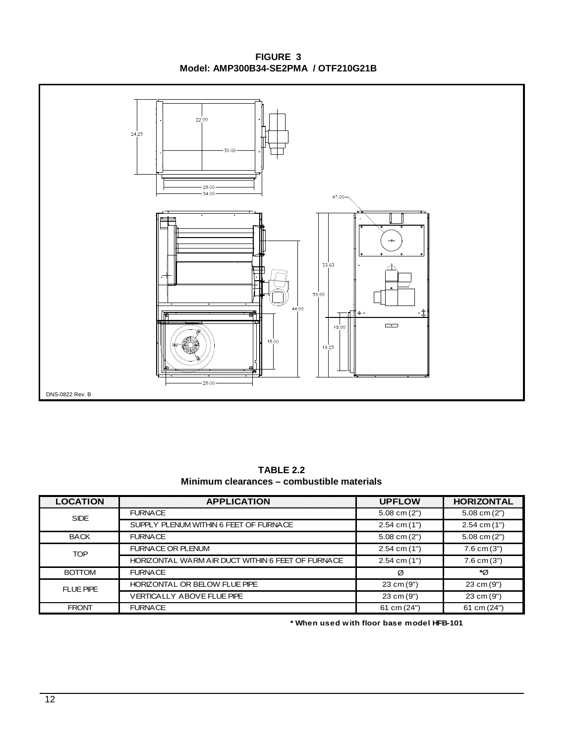**FIGURE 3**
**Model: AMP300B34-SE2PMA / OTF210G21B**

DNS-0822 Rev. B

**TABLE 2.2**
**Minimum clearances – combustible materials**

| LOCATION | APPLICATION | UPFLOW | HORIZONTAL |
|---|---|---|---|
| SIDE | FURNACE | 5.08 cm (2") | 5.08 cm (2") |
| | SUPPLY PLENUM WITHIN 6 FEET OF FURNACE | 2.54 cm (1") | 2.54 cm (1") |
| BACK | FURNACE | 5.08 cm (2") | 5.08 cm (2") |
| TOP | FURNACE OR PLENUM | 2.54 cm (1") | 7.6 cm (3") |
| | HORIZONTAL WARM AIR DUCT WITHIN 6 FEET OF FURNACE | 2.54 cm (1") | 7.6 cm (3") |
| BOTTOM | FURNACE | Ø | *Ø |
| FLUE PIPE | HORIZONTAL OR BELOW FLUE PIPE | 23 cm (9") | 23 cm (9") |
| | VERTICALLY ABOVE FLUE PIPE | 23 cm (9") | 23 cm (9") |
| FRONT | FURNACE | 61 cm (24") | 61 cm (24") |

**\* When used with floor base model HFB-101**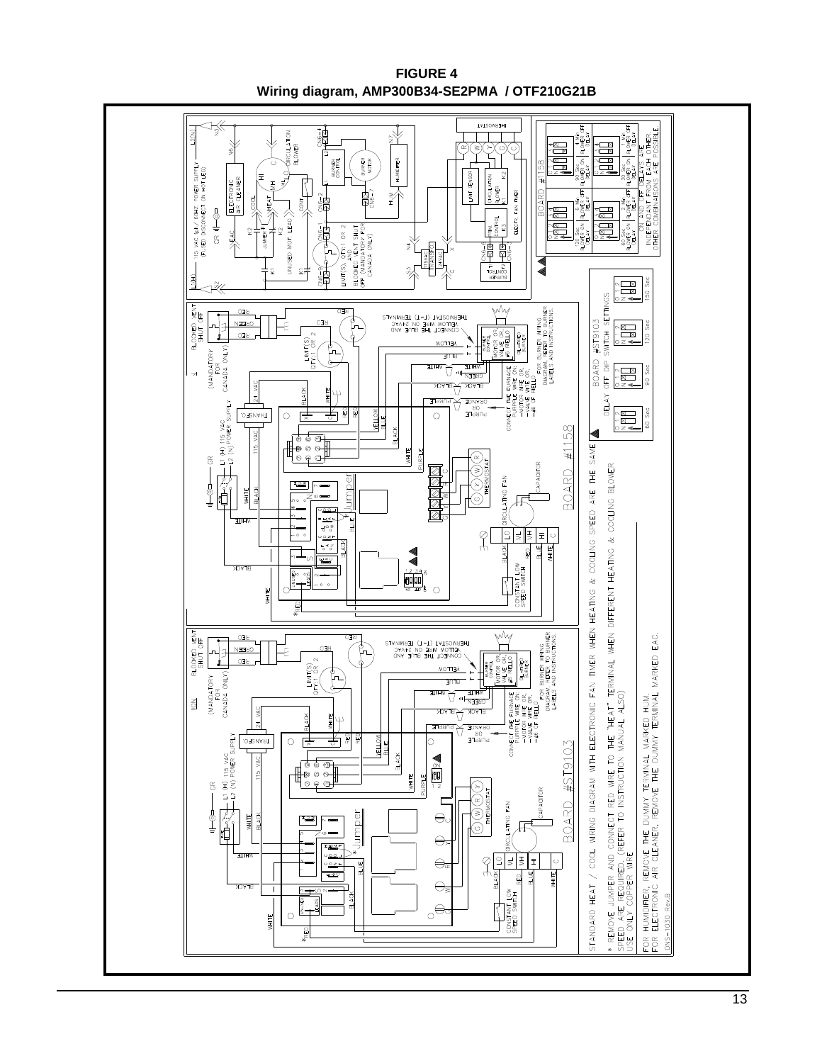**FIGURE 4**
**Wiring diagram, AMP300B34-SE2PMA / OTF210G21B**

STANDARD HEAT / COOL WIRING DIAGRAM WITH ELECTRONIC FAN TIMER WHEN HEATING & COOLING SPEED ARE THE SAME

* REMOVE JUMPER AND CONNECT RED WIRE TO THE "HEAT" TERMINAL WHEN DIFFERENT HEATING & COOLING BLOWER SPEED ARE REQUIRED. (REFER TO INSTRUCTION MANUAL ALSO)
USE ONLY COPPER WIRE

FOR HUMIDIFIER, REMOVE THE DUMMY TERMINAL MARKED HUM.
FOR ELECTRONIC AIR CLEANER, REMOVE THE DUMMY TERMINAL MARKED EAC.

DNS-1030 Rev.B

BOARD #ST9103

RELAY OFF DIP SWITCH SETTINGS: 60 Sec, 90 Sec, 120 Sec, 150 Sec

BOARD #1158

30 Sec BLOWER ON DELAY / 60 Sec BLOWER OFF DELAY; 15 Sec BLOWER ON DELAY / 60 Sec BLOWER OFF DELAY; 60 Sec BLOWER ON DELAY / 2 Min BLOWER OFF DELAY; 30 Sec BLOWER ON DELAY / 1 Min BLOWER OFF DELAY

ON AND OFF DELAYS ARE INDEPENDANT FROM EACH OTHER. OTHER COMBINATIONS ARE POSSIBLE.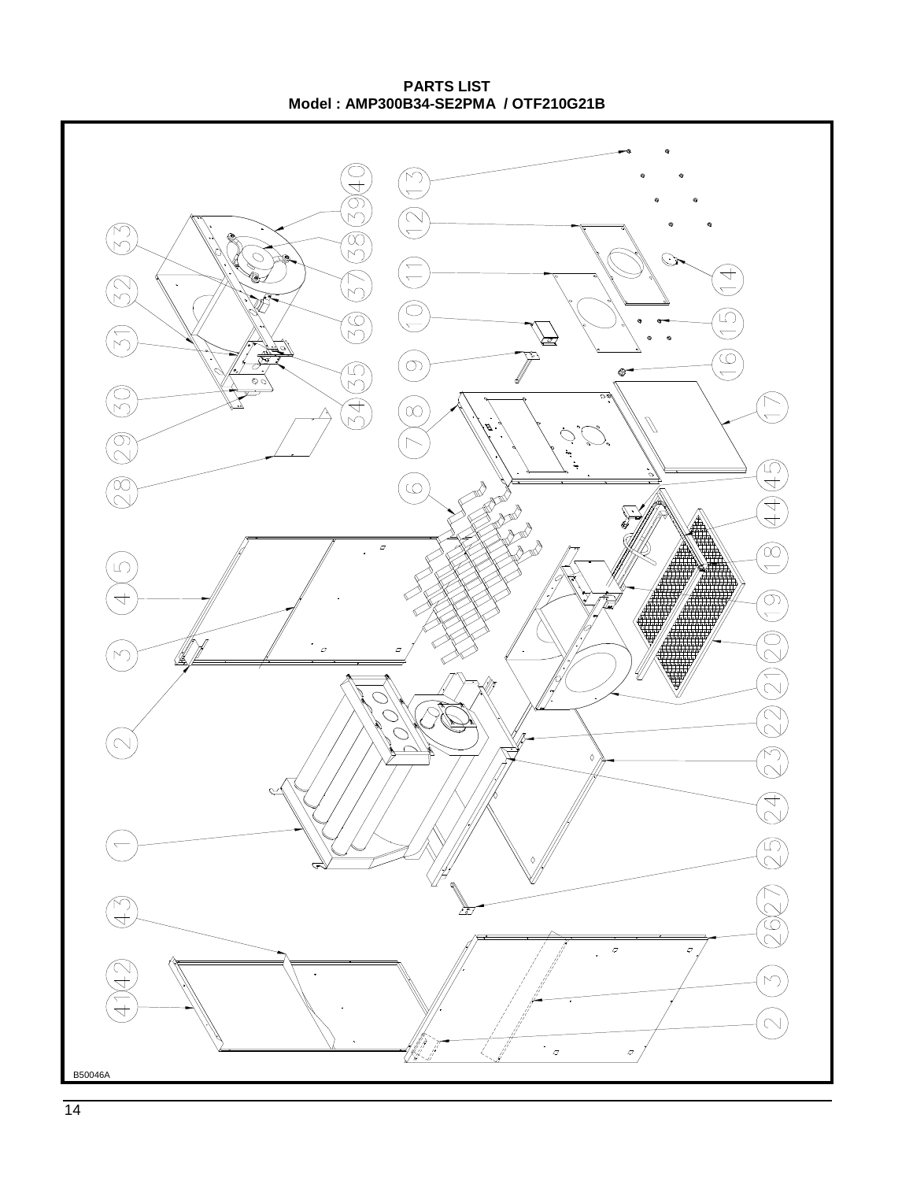**PARTS LIST**
**Model : AMP300B34-SE2PMA / OTF210G21B**

B50046A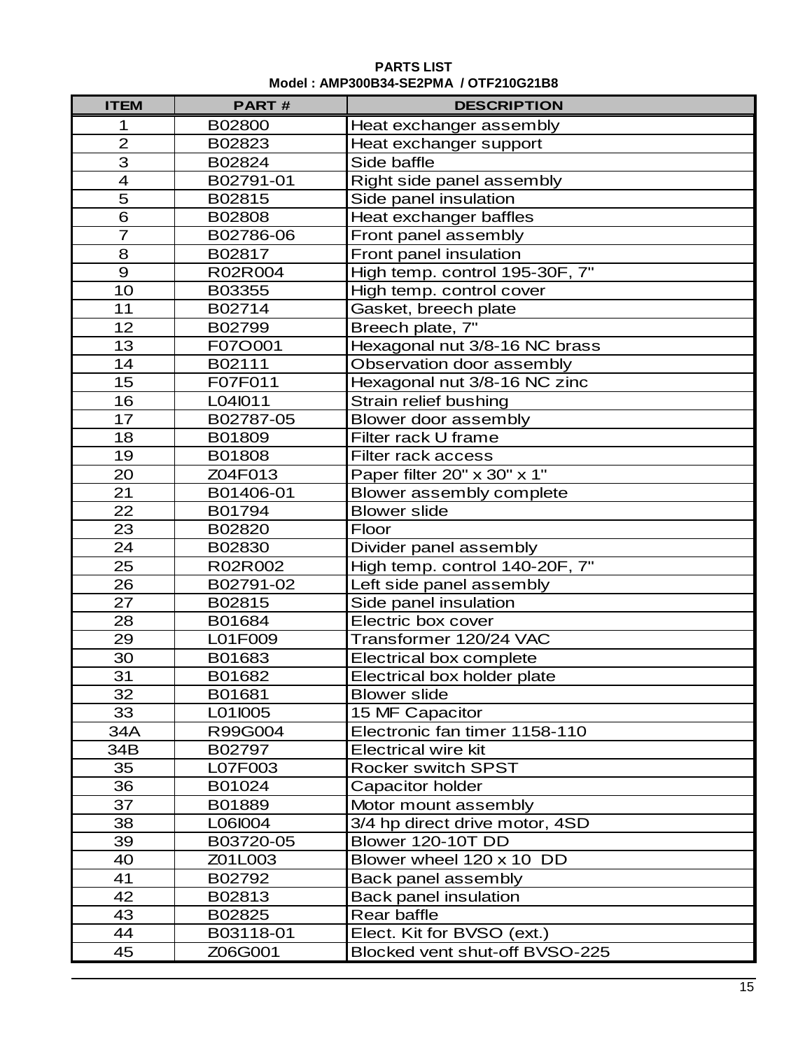**PARTS LIST**

**Model : AMP300B34-SE2PMA / OTF210G21B8**

| ITEM | PART # | DESCRIPTION |
|---|---|---|
| 1 | B02800 | Heat exchanger assembly |
| 2 | B02823 | Heat exchanger support |
| 3 | B02824 | Side baffle |
| 4 | B02791-01 | Right side panel assembly |
| 5 | B02815 | Side panel insulation |
| 6 | B02808 | Heat exchanger baffles |
| 7 | B02786-06 | Front panel assembly |
| 8 | B02817 | Front panel insulation |
| 9 | R02R004 | High temp. control 195-30F, 7" |
| 10 | B03355 | High temp. control cover |
| 11 | B02714 | Gasket, breech plate |
| 12 | B02799 | Breech plate, 7" |
| 13 | F07O001 | Hexagonal nut 3/8-16 NC brass |
| 14 | B02111 | Observation door assembly |
| 15 | F07F011 | Hexagonal nut 3/8-16 NC zinc |
| 16 | L04I011 | Strain relief bushing |
| 17 | B02787-05 | Blower door assembly |
| 18 | B01809 | Filter rack U frame |
| 19 | B01808 | Filter rack access |
| 20 | Z04F013 | Paper filter 20" x 30" x 1" |
| 21 | B01406-01 | Blower assembly complete |
| 22 | B01794 | Blower slide |
| 23 | B02820 | Floor |
| 24 | B02830 | Divider panel assembly |
| 25 | R02R002 | High temp. control 140-20F, 7" |
| 26 | B02791-02 | Left side panel assembly |
| 27 | B02815 | Side panel insulation |
| 28 | B01684 | Electric box cover |
| 29 | L01F009 | Transformer 120/24 VAC |
| 30 | B01683 | Electrical box complete |
| 31 | B01682 | Electrical box holder plate |
| 32 | B01681 | Blower slide |
| 33 | L01I005 | 15 MF Capacitor |
| 34A | R99G004 | Electronic fan timer 1158-110 |
| 34B | B02797 | Electrical wire kit |
| 35 | L07F003 | Rocker switch SPST |
| 36 | B01024 | Capacitor holder |
| 37 | B01889 | Motor mount assembly |
| 38 | L06I004 | 3/4 hp direct drive motor, 4SD |
| 39 | B03720-05 | Blower 120-10T DD |
| 40 | Z01L003 | Blower wheel 120 x 10 DD |
| 41 | B02792 | Back panel assembly |
| 42 | B02813 | Back panel insulation |
| 43 | B02825 | Rear baffle |
| 44 | B03118-01 | Elect. Kit for BVSO (ext.) |
| 45 | Z06G001 | Blocked vent shut-off BVSO-225 |